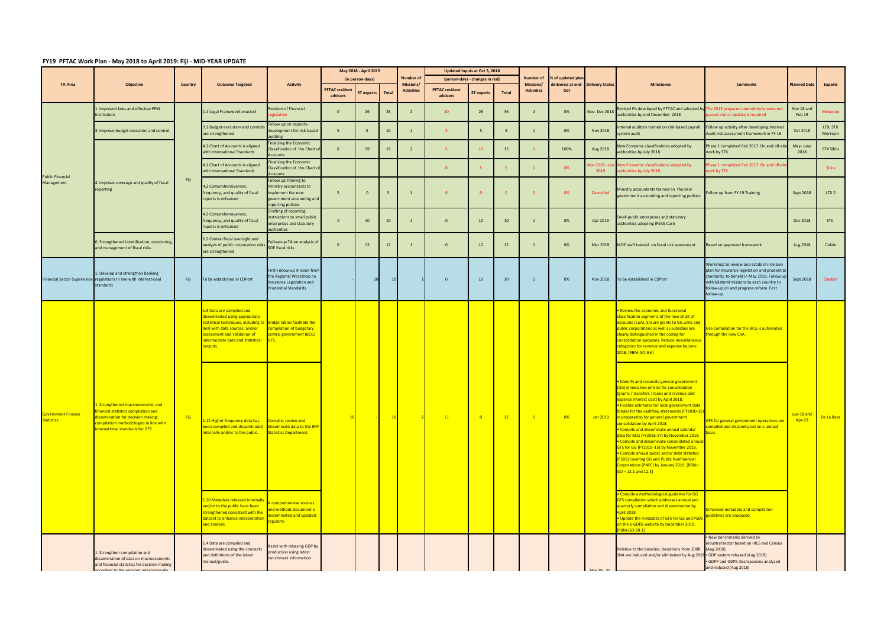## FY19 PFTAC Work Plan - May 2018 to April 2019: Fiji - MID-YEAR UPDATE

| TA Area | Objective | Country | Outcome Targeted | Activity | May 2018 - April 2019 (in person-days) | | | Number of Missions/ Activities | Updated Inputs at Oct 3, 2018 (person-days - changes in red) | | | Number of Missions/ Activities | % of updated plan delivered at end-Oct | Delivery Status | Milestones | Comments | Planned Date | Experts |
|---|---|---|---|---|---|---|---|---|---|---|---|---|---|---|---|---|---|---|
| | | | | | PFTAC resident advisors | ST experts | Total | | PFTAC resident advisors | ST experts | Total | | | | | | | |
| Public Financial Management | 1. Improved laws and effective PFM institutions | Fiji | 1.1 Legal Framework enacted | Revision of Financial Legislation | 0 | 26 | 26 | 2 | 10 | 26 | 36 | 2 | 0% | Nov- Dec 2018 | Revised FIs developed by PFTAC and adopted by authorities by end December 2018 | The 2015 prepared amendments were not passed and an update is required | Nov 18 and Feb 19 | Mckenzie |
| | 3. Improve budget execution and control. | | 3.1 Budget execution and controls are strengthened | Follow up on capacity-development for risk-based auditing | 5 | 5 | 10 | 1 | 3 | 5 | 8 | 1 | 0% | Nov 2018 | Internal auditors trained on risk-based payroll system audit | Follow up activity after developing Internal Audit risk assessment framework in FY 18 | Oct 2018 | LTX; STX Morrison |
| | 4. Improve coverage and quality of fiscal reporting | | 4.1 Chart of Accounts is aligned with International Standards | Finalizing the Economic Classification of the Chart of Accounts | 0 | 19 | 19 | 2 | 5 | 10 | 15 | 1 | 100% | Aug 2018 | New Economic classifications adopted by authorities by July 2018. | Phase 1 completed Feb 2017. On and off-site work by STX. | May- June 2018 | STX Silins |
| | | | 4.1 Chart of Accounts is aligned with International Standards | Finalizing the Economic Classification of the Chart of Accounts | | | | | 0 | 5 | 5 | 1 | 0% | Nov 2018 - Jan 2019 | New Economic classifications adopted by authorities by July 2018. | Phase 1 completed Feb 2017. On and off-site work by STX. | | Silins |
| | | | 4.2 Comprehensiveness, frequency, and quality of fiscal reports is enhanced | Follow up training to ministry accountants to implement the new government accounting and reporting policies | 5 | 0 | 5 | 1 | 0 | 0 | 0 | 0 | 0% | Cancelled | Ministry accountants trained on the new government accounting and reporting policies | Follow up from FY 19 Training | Sept 2018 | LTX 2 |
| | | | 4.2 Comprehensiveness, frequency, and quality of fiscal reports is enhanced | Drafting of reporting instructions to small public enterprises and statutory authorities | 0 | 10 | 10 | 1 | 0 | 10 | 10 | 1 | 0% | Apr 2019 | Small public enterprises and statutory authorities adopting IPSAS-Cash | | Dec 2018 | STX |
| | 6. Strengthened identification, monitoring, and management of fiscal risks | | 6.2 Central fiscal oversight and analysis of public corporation risks are strengthened | Follow-up TA on analysis of SOE fiscal risks | 0 | 12 | 12 | 1 | 0 | 12 | 12 | 1 | 0% | Mar 2019 | MOE staff trained on fiscal risk assessment | Based on approved framework | Aug 2018 | Colvin |
| Financial Sector Supervision | 1. Develop and strengthen banking regulations in line with international standards | Fiji | To be established in CDPort | First Follow-up mission from the Regional Workshop on Insurance Legislation and Prudential Standards | | - 10 | 10 | 1 | 0 | 10 | 10 | 1 | 0% | Nov 2018 | To be established in CDPort | Workshop to review and establish revision plan for insurance legislation and prudential standards, to beheld in May 2018. Follow up with bilateral missions to each country to follow-up on and progress reform. First follow-up. | Sept 2018 | Claxton |
| Government Finance Statistics | 1. Strengthened macroeconomic and financial statistics compilation and dissemination for decision making: compilation methodologies in line with international standards for GFS | Fiji | 1.9 Data are compiled and disseminated using appropriate statistical techniques, including to deal with data sources, and/or assessment and validation of intermediate data and statistical outputs. | Bridge tables facilitate the compilation of budgetary central government (BCG) GFS. | 10 | - | 10 | 2 | 12 | 0 | 12 | 1 | 0% | Jan 2019 | • Review the economic and functional classification segments of the new chart of accounts (CoA). Ensure grants to GG units and public corporations as well as subsidies are clearly distinguished in the coding for consolidation purposes. Reduce miscellaneous categories for revenue and expense by June 2018. [RBM-GO-9.6] | GFS compilation for the BCG is automated through the new CoA. | Jun-18 and Apr-19 | De La Beer |
| | | | 1.12 Higher frequency data has been compiled and disseminated internally and/or to the public. | Compile, review and disseminate data to the IMF Statistics Department. | | | | | | | | | | | • Identify and reconcile general government (GG) elimination entries for consolidation [grants / transfers / loans and revenue and expense interest cost] by April 2018.<br>• Finalize estimates for local government data breaks for the cashflow statements (FY2010-15) in preparation for general government consolidation by April 2018.<br>• Compile and disseminate annual calendar data for BCG (FY2016-17) by November 2018.<br>• Compile and disseminate consolidated annual GFS for GG (FY2010-15) by November 2018.<br>• Compile annual public sector debt statistics (PSDS) covering GG and Public Nonfinancial Corporations (PNFC) by January 2019. [RBM – GO – 12.1 and 12.3] | GFS for general government operations are compiled and disseminated on a annual basis. | | |
| | | | 1.20 Metadata released internally and/or to the public have been strengthened consistent with the dataset to enhance interpretation and analysis. | A comprehensive sources and methods document is disseminated and updated regularly. | | | | | | | | | | | • Compile a methodological guideline for GG GFS compilation which addresses annual and quarterly compilation and dissemination by April 2019.<br>• Update the metadata of GFS for GG and PSDS on the e-GDDS website by December 2019. [RBM-GO-20.1] | Enhanced metadata and compilation guidelines are produced. | | |
| | 1. Strengthen compilation and dissemination of data on macroeconomic and financial statistics for decision making according to the relevant internationally | | 1.4 Data are compiled and disseminated using the concepts and definitions of the latest manual/guide. | Assist with rebasing GDP by production using latest benchmark information | | | | | | | | | | Nov 19 - 30 | Relative to the baseline, deviations from 2008 SNA are reduced and/or eliminated by Aug 2018 | • New benchmarks derived by industry/sector based on HIES and Census (Aug 2018)<br>• GDP system rebased (Aug 2018)<br>• GDPP and GDPE discrepancies analyzed and reduced (Aug 2018) | | |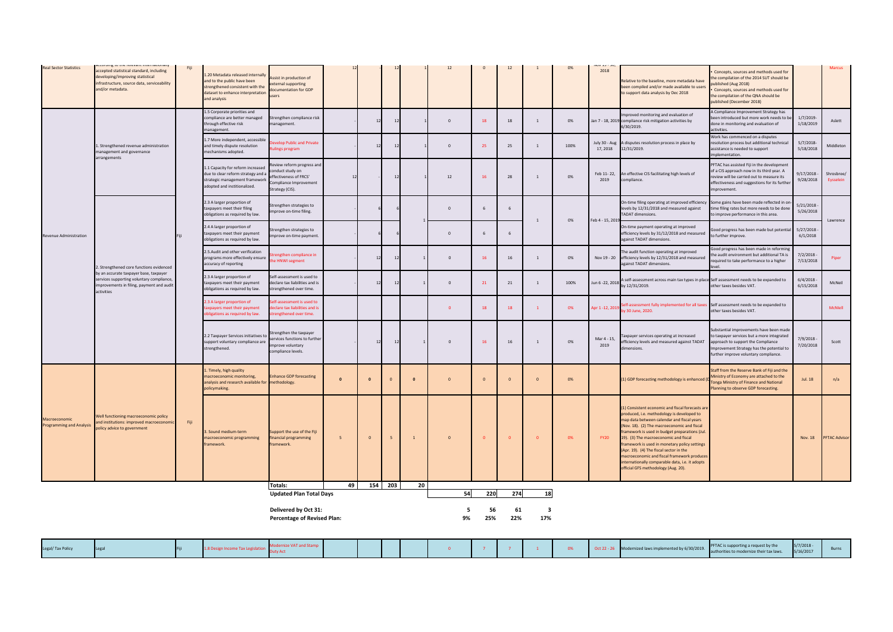| | | | | | | | | | | | | | | | | | | |
|---|---|---|---|---|---|---|---|---|---|---|---|---|---|---|---|---|---|---|
| Real Sector Statistics | ...according to the relevant internationally accepted statistical standard, including developing/improving statistical infrastructure, source data, serviceability and/or metadata. | Fiji | 1.20 Metadata released internally and to the public have been strengthened consistent with the dataset to enhance interpretation and analysis | Assist in production of external supporting documentation for GDP users | 12 | | 12 | 1 | 12 | 0 | 12 | 1 | 0% | Nov 19 - 30, 2018 | Relative to the baseline, more metadata have been compiled and/or made available to users to support data analysis by Dec 2018 | • Concepts, sources and methods used for the compilation of the 2014 SUT should be published (Aug 2018)<br>• Concepts, sources and methods used for the compilation of the QNA should be published (December 2018) | | Marcus |
| Revenue Administration | 1. Strengthened revenue administration management and governance arrangements | Fiji | 1.5 Corporate priorities and compliance are better managed through effective risk management. | Strengthen compliance risk management. | - | 12 | 12 | 1 | 0 | 18 | 18 | 1 | 0% | Jan 7 - 18, 2019 | Improved monitoring and evaluation of compliance risk mitigation activities by 6/30/2019. | A Compliance Improvement Strategy has been introduced but more work needs to be done in monitoring and evaluation of activities. | 1/7/2019-1/18/2019 | Aslett |
| | | | 1.7 More independent, accessible and timely dispute resolution mechanisms adopted. | Develop Public and Private Rulings program | - | 12 | 12 | 1 | 0 | 25 | 25 | 1 | 100% | July 30 - Aug 17, 2018 | A disputes resolution process in place by 12/31/2019. | Work has commenced on a disputes resolution process but additional technical assistance is needed to support implementation. | 5/7/2018-5/18/2018 | Middleton |
| | | | 1.1 Capacity for reform increased due to clear reform strategy and a strategic management framework adopted and institutionalized. | Review reform progress and conduct study on effectiveness of FRCS' Compliance Improvement Strategy (CIS). | 12 | - | 12 | 1 | 12 | 16 | 28 | 1 | 0% | Feb 11- 22, 2019 | An effective CIS facilitating high levels of compliance. | PFTAC has assisted Fiji in the development of a CIS approach now in its third year. A review will be carried out to measure its effectiveness and suggestions for its further improvement. | 9/17/2018 - 9/28/2018 | Shrosbree/ Eysselein |
| | 2. Strengthened core functions evidenced by an accurate taxpayer base, taxpayer services supporting voluntary compliance, improvements in filing, payment and audit activities | | 2.3 A larger proportion of taxpayers meet their filing obligations as required by law. | Strengthen strategies to improve on-time filing. | - | 6 | 6 | 1 | 0 | 6 | 6 | 1 | 0% | Feb 4 - 15, 2019 | On-time filing operating at improved efficiency levels by 12/31/2018 and measured against TADAT dimensions. | Some gains have been made reflected in on-time filing rates but more needs to be done to improve performance in this area. | 5/21/2018 - 5/26/2018 | Lawrence |
| | | | 2.4 A larger proportion of taxpayers meet their payment obligations as required by law. | Strengthen strategies to improve on-time payment. | - | 6 | 6 | | 0 | 6 | 6 | | | | On-time payment operating at improved efficiency levels by 31/12/2018 and measured against TADAT dimensions. | Good progress has been made but potential to further improve. | 5/27/2018 - 6/1/2018 | |
| | | | 2.5.Audit and other verification programs more effectively ensure accuracy of reporting | Strengthen compliance in the HNWI segment | - | 12 | 12 | 1 | 0 | 16 | 16 | 1 | 0% | Nov 19 - 20 | The audit function operating at improved efficiency levels by 12/31/2018 and measured against TADAT dimensions. | Good progress has been made in reforming the audit environment but additional TA is required to take performance to a higher level. | 7/2/2018 - 7/13/2018 | Piper |
| | | | 2.3 A larger proportion of taxpayers meet their payment obligations as required by law. | Self-assessment is used to declare tax liabilities and is strengthened over time. | - | 12 | 12 | 1 | 0 | 21 | 21 | 1 | 100% | Jun 6 -22, 2018 | A self-assessment across main tax types in place by 12/31/2019. | Self assessment needs to be expanded to other taxes besides VAT. | 6/4/2018 - 6/15/2018 | McNeil |
| | | | 2.3 A larger proportion of taxpayers meet their payment obligations as required by law. | Self-assessment is used to declare tax liabilities and is strengthened over time. | | | | | 0 | 18 | 18 | 1 | 0% | Apr 1 -12, 2019 | Self-assessment fully implemented for all taxes by 30 June, 2020. | Self assessment needs to be expanded to other taxes besides VAT. | | McNeil |
| | | | 2.2 Taxpayer Services initiatives to support voluntary compliance are strengthened. | Strengthen the taxpayer services functions to further improve voluntary compliance levels. | - | 12 | 12 | 1 | 0 | 16 | 16 | 1 | 0% | Mar 4 - 15, 2019 | Taxpayer services operating at increased efficiency levels and measured against TADAT dimensions. | Substantial improvements have been made to taxpayer services but a more integrated approach to support the Compliance Improvement Strategy has the potential to further improve voluntary compliance. | 7/9/2018 - 7/20/2018 | Scott |
| Macroeconomic Programming and Analysis | Well functioning macroeconomic policy and institutions: improved macroeconomic policy advice to government | Fiji | 1. Timely, high quality macroeconomic monitoring, analysis and research available for policymaking. | Enhance GDP forecasting methodology. | 0 | 0 | 0 | 0 | 0 | 0 | 0 | 0 | 0% | | (1) GDP forecasting methodology is enhanced (D | Staff from the Reserve Bank of Fiji and the Ministry of Economy are attached to the Tonga Ministry of Finance and National Planning to observe GDP forecasting. | Jul. 18 | n/a |
| | | | 3. Sound medium-term macroeconomic programming framework. | Support the use of the Fiji financial programming framework. | 5 | 0 | 5 | 1 | 0 | 0 | 0 | 0 | 0% | FY20 | (1) Consistent economic and fiscal forecasts are produced, i.e. methodology is developed to map data between calendar and fiscal years (Nov. 18). (2) The macroeconomic and fiscal framework is used in budget preparations (Jul. 19). (3) The macroeconomic and fiscal framework is used in monetary policy settings (Apr. 19). (4) The fiscal sector in the macroeconomic and fiscal framework produces internationally comparable data, i.e. it adopts official GFS methodology (Aug. 20). | | Nov. 18 | PFTAC Advisor |
| | | | | **Totals:** | **49** | **154** | **203** | **20** | | | | | | | | | | |
| | | | | **Updated Plan Total Days** | | | | | **54** | **220** | **274** | **18** | | | | | | |
| | | | | **Delivered by Oct 31:** | | | | | **5** | **56** | **61** | **3** | | | | | | |
| | | | | **Percentage of Revised Plan:** | | | | | **9%** | **25%** | **22%** | **17%** | | | | | | |
| Legal/ Tax Policy | Legal | Fiji | 1.8 Design Income Tax Legislation | Modernize VAT and Stamp Duty Act | | | | | 0 | 7 | 7 | 1 | 0% | Oct 22 - 26 | Modernized laws implemented by 6/30/2019. | PFTAC is supporting a request by the authorities to modernize their tax laws. | 5/7/2018 - 5/16/2017 | Burns |